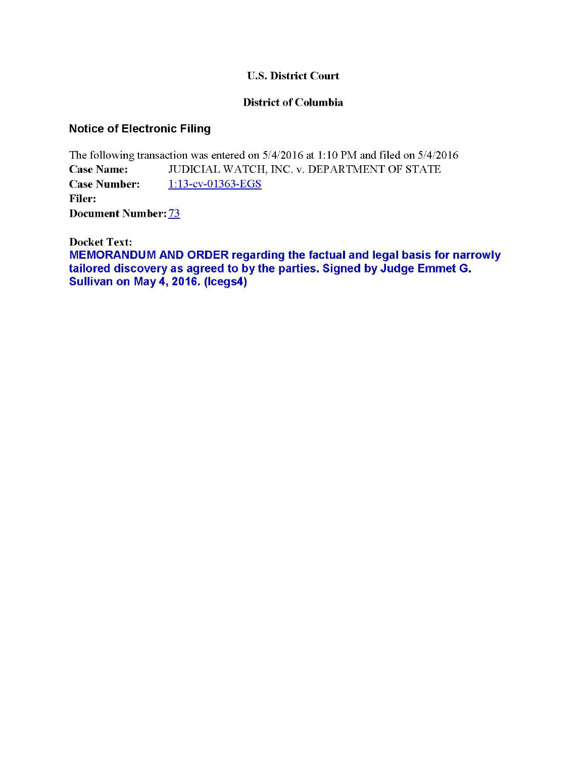**U.S. District Court**

**District of Columbia**

## Notice of Electronic Filing

The following transaction was entered on 5/4/2016 at 1:10 PM and filed on 5/4/2016

**Case Name:** JUDICIAL WATCH, INC. v. DEPARTMENT OF STATE
**Case Number:** 1:13-cv-01363-EGS
**Filer:**
**Document Number:** 73

**Docket Text:**
**MEMORANDUM AND ORDER regarding the factual and legal basis for narrowly tailored discovery as agreed to by the parties. Signed by Judge Emmet G. Sullivan on May 4, 2016. (lcegs4)**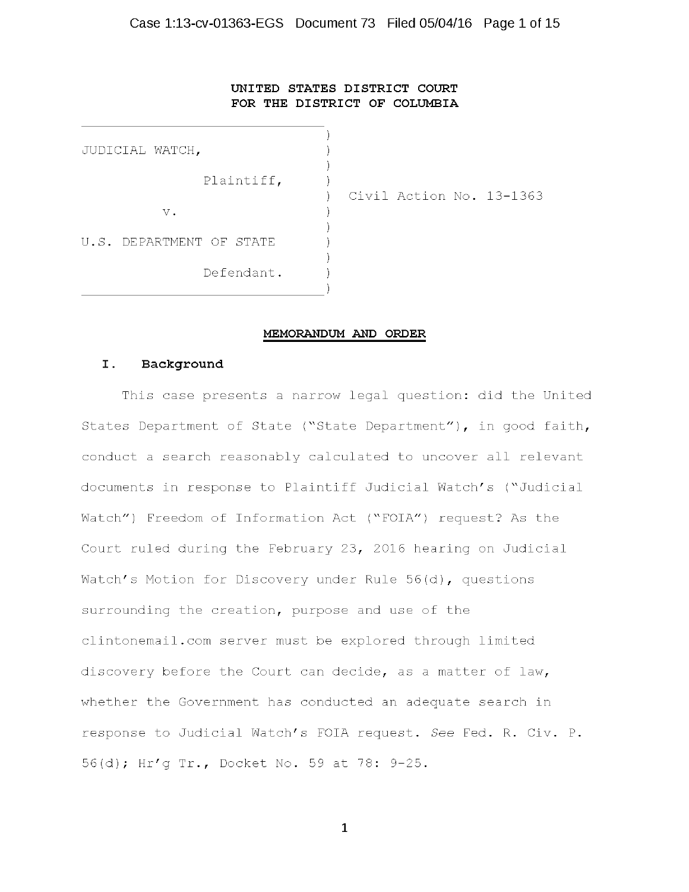UNITED STATES DISTRICT COURT
FOR THE DISTRICT OF COLUMBIA

| | | |
|---|---|---|
| JUDICIAL WATCH, Plaintiff, | ) | Civil Action No. 13-1363 |
| v. | ) | |
| U.S. DEPARTMENT OF STATE Defendant. | ) | |

**MEMORANDUM AND ORDER**

## I. Background

This case presents a narrow legal question: did the United States Department of State ("State Department"), in good faith, conduct a search reasonably calculated to uncover all relevant documents in response to Plaintiff Judicial Watch's ("Judicial Watch") Freedom of Information Act ("FOIA") request? As the Court ruled during the February 23, 2016 hearing on Judicial Watch's Motion for Discovery under Rule 56(d), questions surrounding the creation, purpose and use of the clintonemail.com server must be explored through limited discovery before the Court can decide, as a matter of law, whether the Government has conducted an adequate search in response to Judicial Watch's FOIA request. *See* Fed. R. Civ. P. 56(d); Hr'g Tr., Docket No. 59 at 78: 9-25.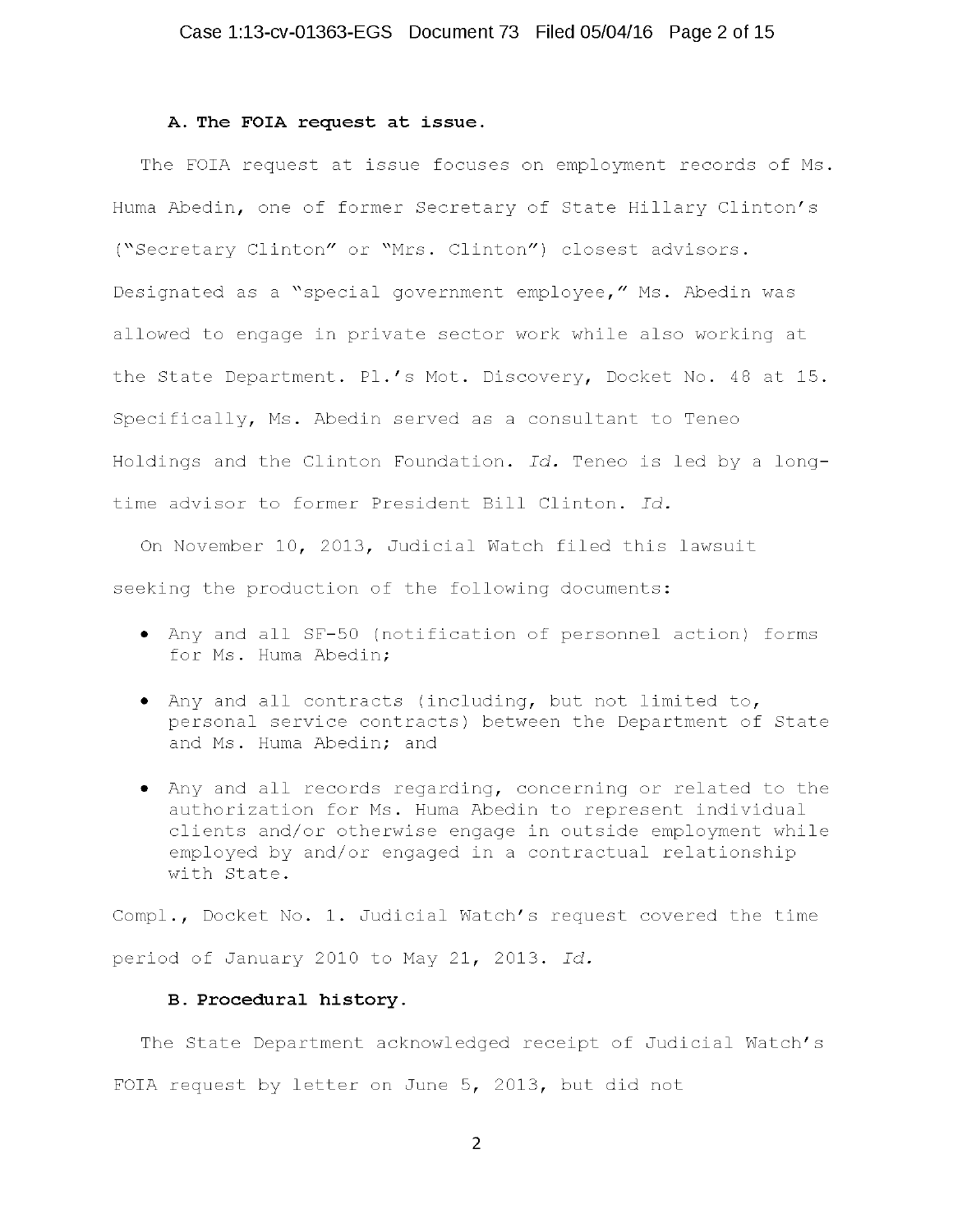### A. The FOIA request at issue.

The FOIA request at issue focuses on employment records of Ms. Huma Abedin, one of former Secretary of State Hillary Clinton's ("Secretary Clinton" or "Mrs. Clinton") closest advisors. Designated as a "special government employee," Ms. Abedin was allowed to engage in private sector work while also working at the State Department. Pl.'s Mot. Discovery, Docket No. 48 at 15. Specifically, Ms. Abedin served as a consultant to Teneo Holdings and the Clinton Foundation. *Id.* Teneo is led by a long-time advisor to former President Bill Clinton. *Id.*

On November 10, 2013, Judicial Watch filed this lawsuit seeking the production of the following documents:

- Any and all SF-50 (notification of personnel action) forms for Ms. Huma Abedin;
- Any and all contracts (including, but not limited to, personal service contracts) between the Department of State and Ms. Huma Abedin; and
- Any and all records regarding, concerning or related to the authorization for Ms. Huma Abedin to represent individual clients and/or otherwise engage in outside employment while employed by and/or engaged in a contractual relationship with State.

Compl., Docket No. 1. Judicial Watch's request covered the time period of January 2010 to May 21, 2013. *Id.*

### B. Procedural history.

The State Department acknowledged receipt of Judicial Watch's FOIA request by letter on June 5, 2013, but did not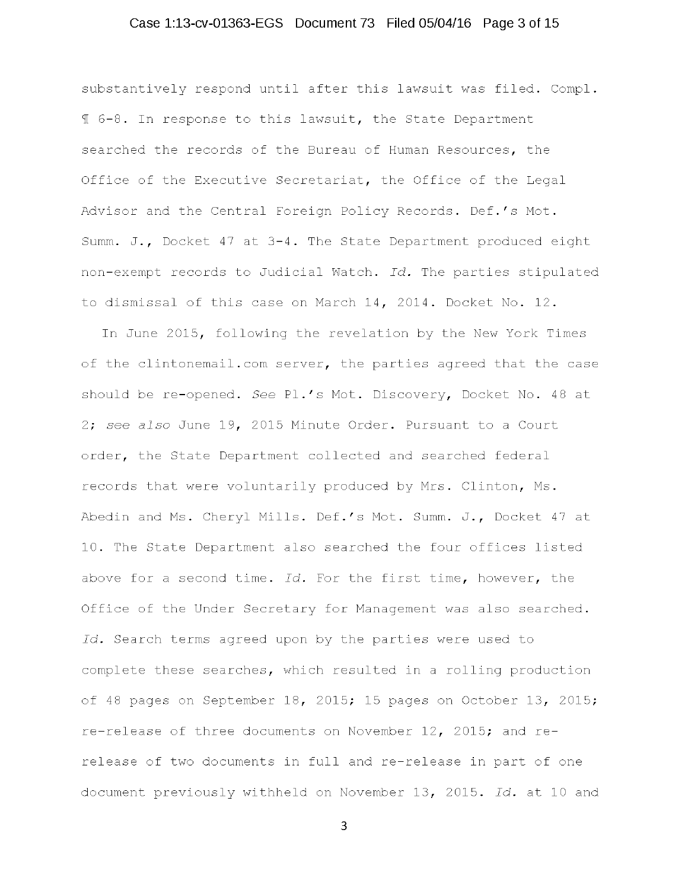substantively respond until after this lawsuit was filed. Compl. ¶ 6-8. In response to this lawsuit, the State Department searched the records of the Bureau of Human Resources, the Office of the Executive Secretariat, the Office of the Legal Advisor and the Central Foreign Policy Records. Def.'s Mot. Summ. J., Docket 47 at 3-4. The State Department produced eight non-exempt records to Judicial Watch. *Id.* The parties stipulated to dismissal of this case on March 14, 2014. Docket No. 12.

In June 2015, following the revelation by the New York Times of the clintonemail.com server, the parties agreed that the case should be re-opened. *See* Pl.'s Mot. Discovery, Docket No. 48 at 2; *see also* June 19, 2015 Minute Order. Pursuant to a Court order, the State Department collected and searched federal records that were voluntarily produced by Mrs. Clinton, Ms. Abedin and Ms. Cheryl Mills. Def.'s Mot. Summ. J., Docket 47 at 10. The State Department also searched the four offices listed above for a second time. *Id.* For the first time, however, the Office of the Under Secretary for Management was also searched. *Id.* Search terms agreed upon by the parties were used to complete these searches, which resulted in a rolling production of 48 pages on September 18, 2015; 15 pages on October 13, 2015; re-release of three documents on November 12, 2015; and re-release of two documents in full and re-release in part of one document previously withheld on November 13, 2015. *Id.* at 10 and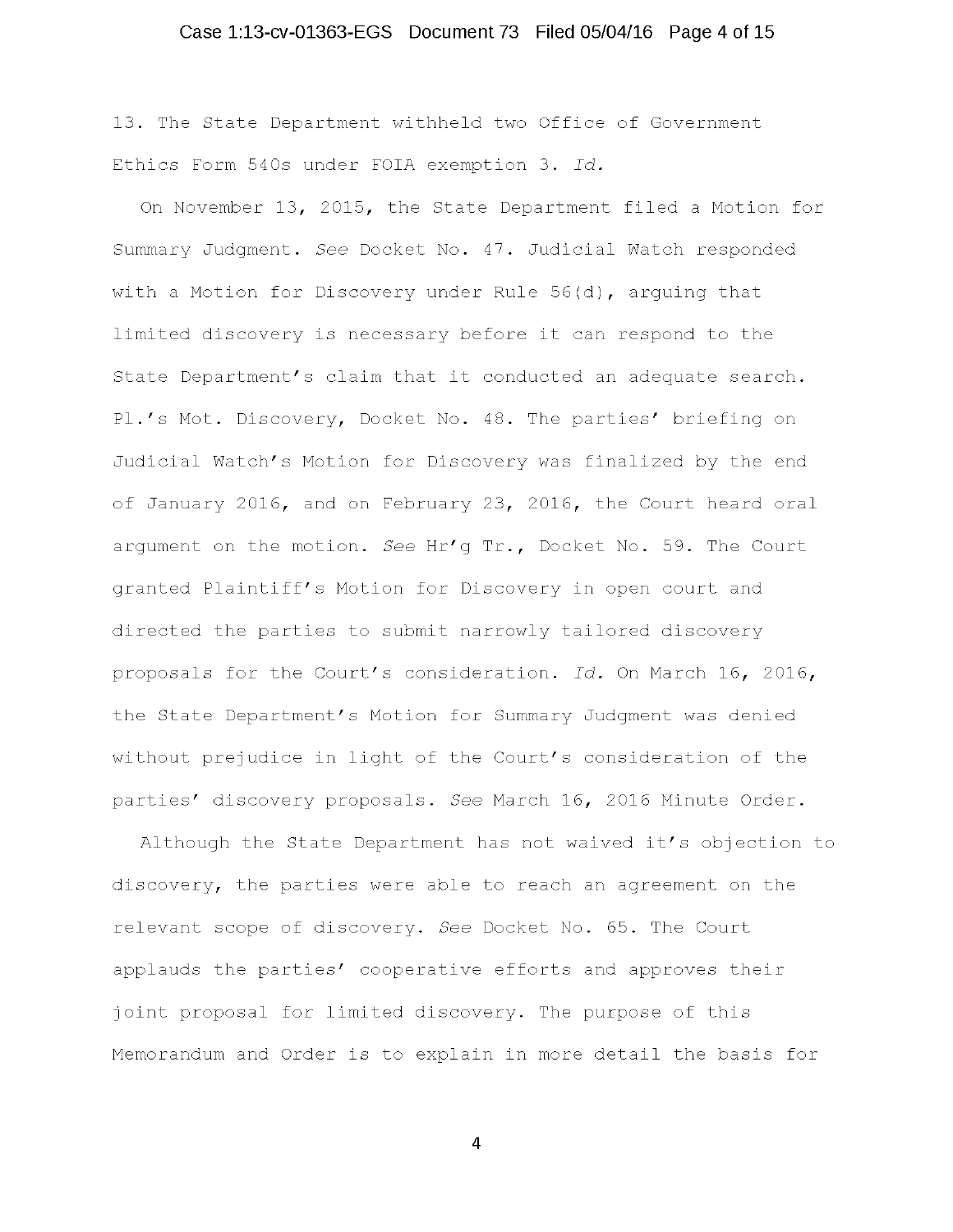13. The State Department withheld two Office of Government Ethics Form 540s under FOIA exemption 3. *Id.*

On November 13, 2015, the State Department filed a Motion for Summary Judgment. *See* Docket No. 47. Judicial Watch responded with a Motion for Discovery under Rule 56(d), arguing that limited discovery is necessary before it can respond to the State Department's claim that it conducted an adequate search. Pl.'s Mot. Discovery, Docket No. 48. The parties' briefing on Judicial Watch's Motion for Discovery was finalized by the end of January 2016, and on February 23, 2016, the Court heard oral argument on the motion. *See* Hr'g Tr., Docket No. 59. The Court granted Plaintiff's Motion for Discovery in open court and directed the parties to submit narrowly tailored discovery proposals for the Court's consideration. *Id.* On March 16, 2016, the State Department's Motion for Summary Judgment was denied without prejudice in light of the Court's consideration of the parties' discovery proposals. *See* March 16, 2016 Minute Order.

Although the State Department has not waived it's objection to discovery, the parties were able to reach an agreement on the relevant scope of discovery. *See* Docket No. 65. The Court applauds the parties' cooperative efforts and approves their joint proposal for limited discovery. The purpose of this Memorandum and Order is to explain in more detail the basis for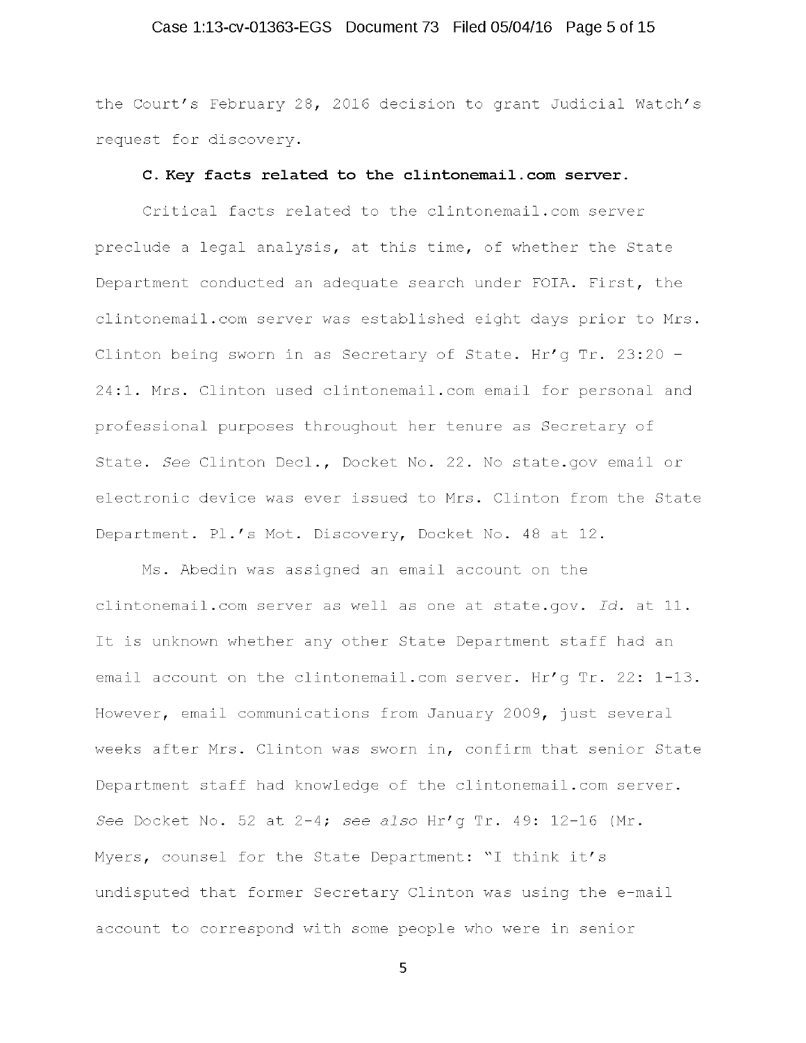the Court's February 28, 2016 decision to grant Judicial Watch's request for discovery.

**C. Key facts related to the clintonemail.com server.**

Critical facts related to the clintonemail.com server preclude a legal analysis, at this time, of whether the State Department conducted an adequate search under FOIA. First, the clintonemail.com server was established eight days prior to Mrs. Clinton being sworn in as Secretary of State. Hr'g Tr. 23:20 – 24:1. Mrs. Clinton used clintonemail.com email for personal and professional purposes throughout her tenure as Secretary of State. *See* Clinton Decl., Docket No. 22. No state.gov email or electronic device was ever issued to Mrs. Clinton from the State Department. Pl.'s Mot. Discovery, Docket No. 48 at 12.

Ms. Abedin was assigned an email account on the clintonemail.com server as well as one at state.gov. *Id.* at 11. It is unknown whether any other State Department staff had an email account on the clintonemail.com server. Hr'g Tr. 22: 1-13. However, email communications from January 2009, just several weeks after Mrs. Clinton was sworn in, confirm that senior State Department staff had knowledge of the clintonemail.com server. *See* Docket No. 52 at 2-4; *see also* Hr'g Tr. 49: 12-16 (Mr. Myers, counsel for the State Department: "I think it's undisputed that former Secretary Clinton was using the e-mail account to correspond with some people who were in senior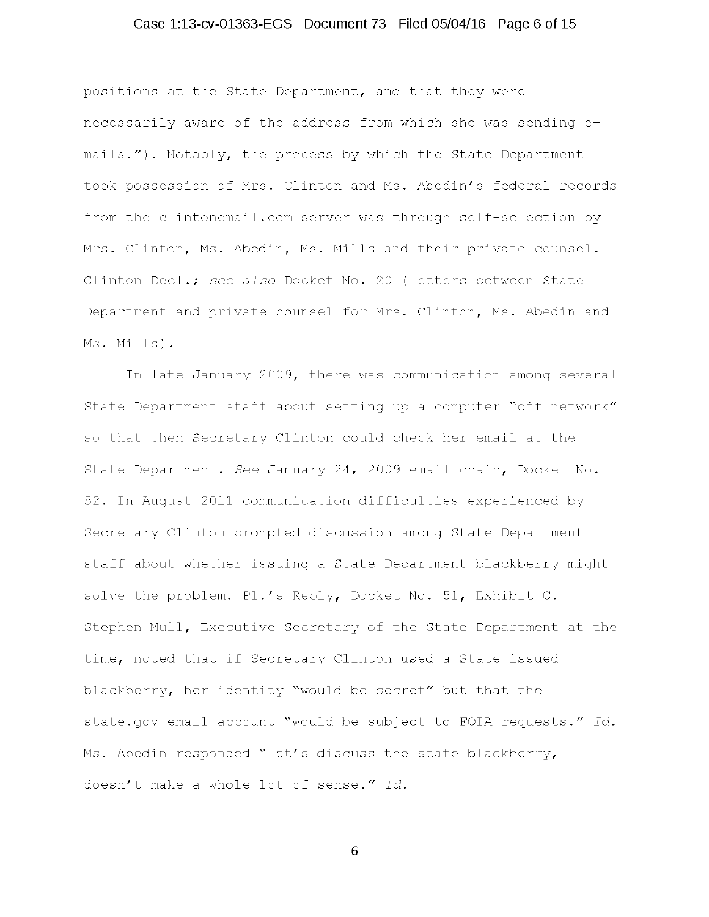positions at the State Department, and that they were necessarily aware of the address from which she was sending e-mails."). Notably, the process by which the State Department took possession of Mrs. Clinton and Ms. Abedin's federal records from the clintonemail.com server was through self-selection by Mrs. Clinton, Ms. Abedin, Ms. Mills and their private counsel. Clinton Decl.; *see also* Docket No. 20 (letters between State Department and private counsel for Mrs. Clinton, Ms. Abedin and Ms. Mills).

In late January 2009, there was communication among several State Department staff about setting up a computer "off network" so that then Secretary Clinton could check her email at the State Department. *See* January 24, 2009 email chain, Docket No. 52. In August 2011 communication difficulties experienced by Secretary Clinton prompted discussion among State Department staff about whether issuing a State Department blackberry might solve the problem. Pl.'s Reply, Docket No. 51, Exhibit C. Stephen Mull, Executive Secretary of the State Department at the time, noted that if Secretary Clinton used a State issued blackberry, her identity "would be secret" but that the state.gov email account "would be subject to FOIA requests." *Id.* Ms. Abedin responded "let's discuss the state blackberry, doesn't make a whole lot of sense." *Id.*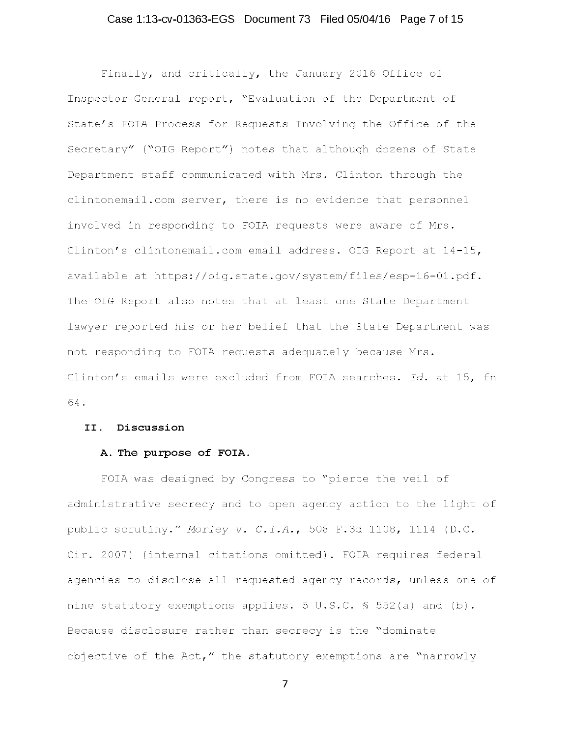Finally, and critically, the January 2016 Office of Inspector General report, "Evaluation of the Department of State's FOIA Process for Requests Involving the Office of the Secretary" ("OIG Report") notes that although dozens of State Department staff communicated with Mrs. Clinton through the clintonemail.com server, there is no evidence that personnel involved in responding to FOIA requests were aware of Mrs. Clinton's clintonemail.com email address. OIG Report at 14-15, available at https://oig.state.gov/system/files/esp-16-01.pdf. The OIG Report also notes that at least one State Department lawyer reported his or her belief that the State Department was not responding to FOIA requests adequately because Mrs. Clinton's emails were excluded from FOIA searches. *Id.* at 15, fn 64.

## II. Discussion

### A. The purpose of FOIA.

FOIA was designed by Congress to "pierce the veil of administrative secrecy and to open agency action to the light of public scrutiny." *Morley v. C.I.A.*, 508 F.3d 1108, 1114 (D.C. Cir. 2007) (internal citations omitted). FOIA requires federal agencies to disclose all requested agency records, unless one of nine statutory exemptions applies. 5 U.S.C. § 552(a) and (b). Because disclosure rather than secrecy is the "dominate objective of the Act," the statutory exemptions are "narrowly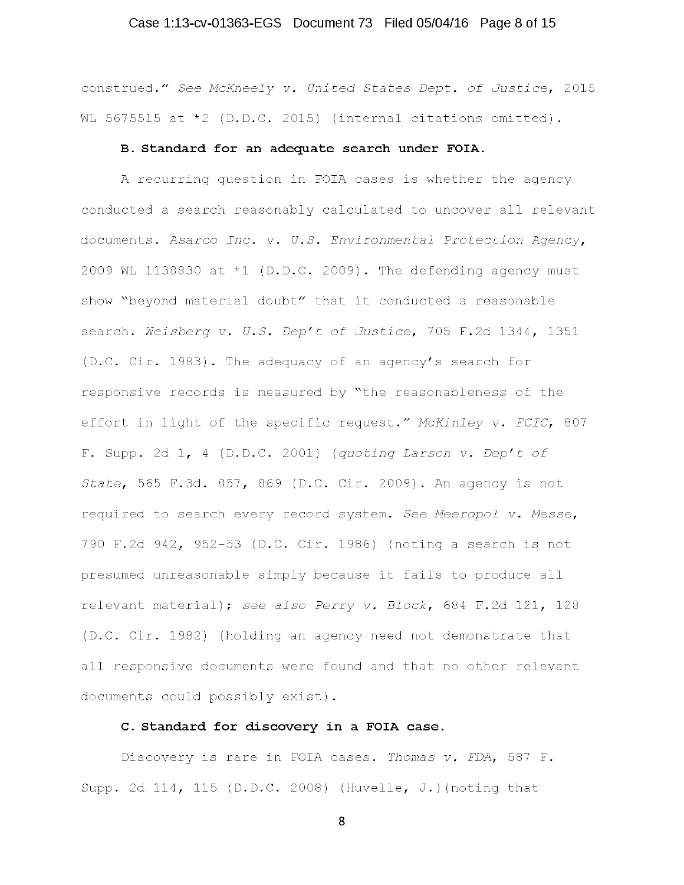construed." *See McKneely v. United States Dept. of Justice*, 2015 WL 5675515 at *2 (D.D.C. 2015) (internal citations omitted).

**B. Standard for an adequate search under FOIA.**

A recurring question in FOIA cases is whether the agency conducted a search reasonably calculated to uncover all relevant documents. *Asarco Inc. v. U.S. Environmental Protection Agency*, 2009 WL 1138830 at *1 (D.D.C. 2009). The defending agency must show "beyond material doubt" that it conducted a reasonable search. *Weisberg v. U.S. Dep't of Justice*, 705 F.2d 1344, 1351 (D.C. Cir. 1983). The adequacy of an agency's search for responsive records is measured by "the reasonableness of the effort in light of the specific request." *McKinley v. FCIC*, 807 F. Supp. 2d 1, 4 (D.D.C. 2001) (*quoting Larson v. Dep't of State*, 565 F.3d. 857, 869 (D.C. Cir. 2009). An agency is not required to search every record system. *See Meeropol v. Messe*, 790 F.2d 942, 952-53 (D.C. Cir. 1986) (noting a search is not presumed unreasonable simply because it fails to produce all relevant material); *see also Perry v. Block*, 684 F.2d 121, 128 (D.C. Cir. 1982) (holding an agency need not demonstrate that all responsive documents were found and that no other relevant documents could possibly exist).

**C. Standard for discovery in a FOIA case.**

Discovery is rare in FOIA cases. *Thomas v. FDA*, 587 F. Supp. 2d 114, 115 (D.D.C. 2008) (Huvelle, J.)(noting that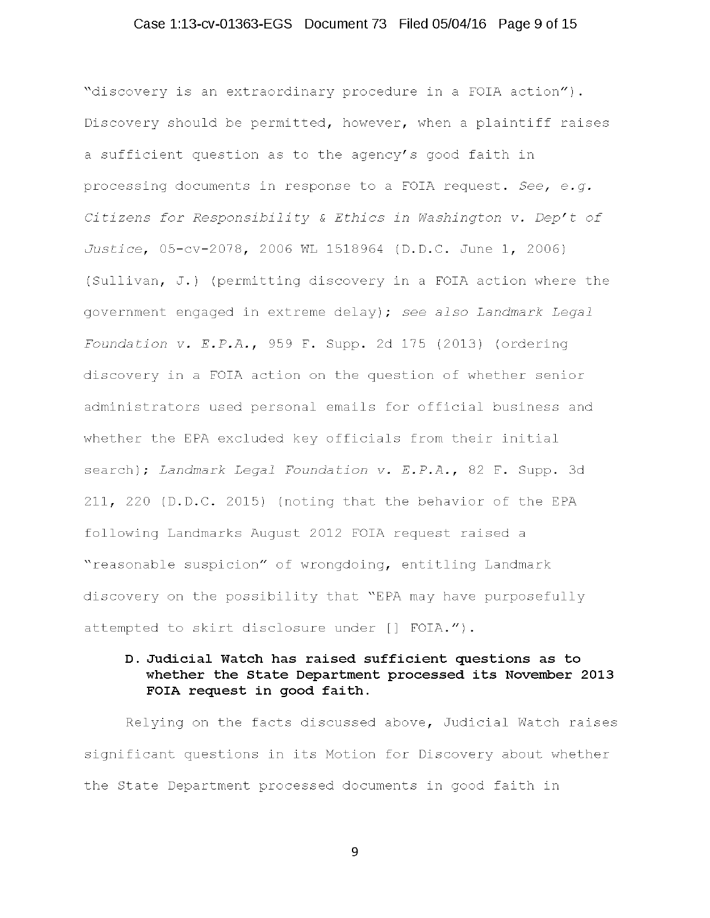"discovery is an extraordinary procedure in a FOIA action"). Discovery should be permitted, however, when a plaintiff raises a sufficient question as to the agency's good faith in processing documents in response to a FOIA request. *See, e.g. Citizens for Responsibility & Ethics in Washington v. Dep't of Justice*, 05-cv-2078, 2006 WL 1518964 (D.D.C. June 1, 2006) (Sullivan, J.) (permitting discovery in a FOIA action where the government engaged in extreme delay); *see also Landmark Legal Foundation v. E.P.A.*, 959 F. Supp. 2d 175 (2013) (ordering discovery in a FOIA action on the question of whether senior administrators used personal emails for official business and whether the EPA excluded key officials from their initial search); *Landmark Legal Foundation v. E.P.A.*, 82 F. Supp. 3d 211, 220 (D.D.C. 2015) (noting that the behavior of the EPA following Landmarks August 2012 FOIA request raised a "reasonable suspicion" of wrongdoing, entitling Landmark discovery on the possibility that "EPA may have purposefully attempted to skirt disclosure under [] FOIA.").

**D. Judicial Watch has raised sufficient questions as to whether the State Department processed its November 2013 FOIA request in good faith.**

Relying on the facts discussed above, Judicial Watch raises significant questions in its Motion for Discovery about whether the State Department processed documents in good faith in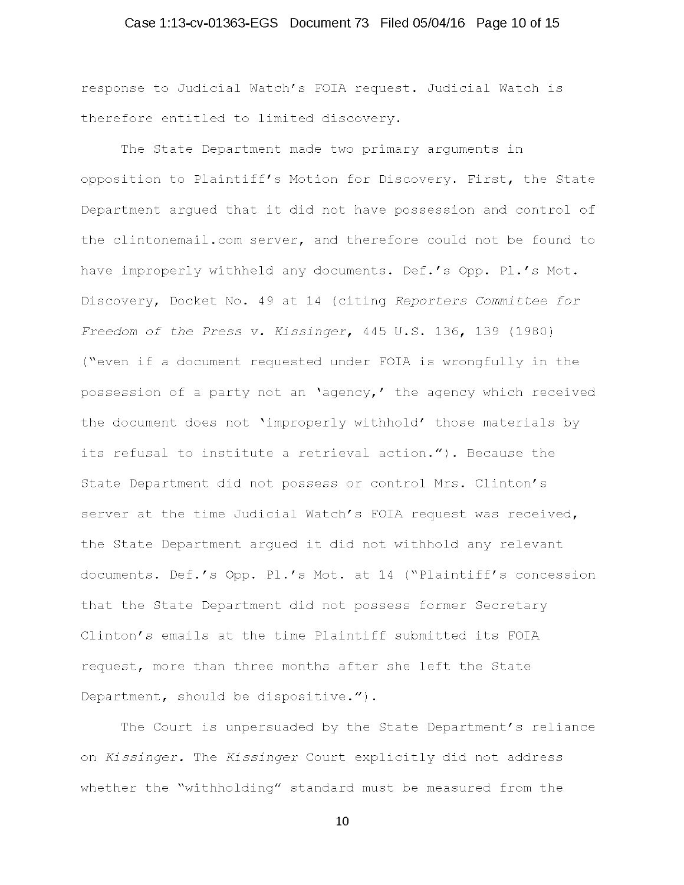response to Judicial Watch's FOIA request. Judicial Watch is therefore entitled to limited discovery.

The State Department made two primary arguments in opposition to Plaintiff's Motion for Discovery. First, the State Department argued that it did not have possession and control of the clintonemail.com server, and therefore could not be found to have improperly withheld any documents. Def.'s Opp. Pl.'s Mot. Discovery, Docket No. 49 at 14 (citing *Reporters Committee for Freedom of the Press v. Kissinger*, 445 U.S. 136, 139 (1980) ("even if a document requested under FOIA is wrongfully in the possession of a party not an 'agency,' the agency which received the document does not 'improperly withhold' those materials by its refusal to institute a retrieval action."). Because the State Department did not possess or control Mrs. Clinton's server at the time Judicial Watch's FOIA request was received, the State Department argued it did not withhold any relevant documents. Def.'s Opp. Pl.'s Mot. at 14 ("Plaintiff's concession that the State Department did not possess former Secretary Clinton's emails at the time Plaintiff submitted its FOIA request, more than three months after she left the State Department, should be dispositive.").

The Court is unpersuaded by the State Department's reliance on *Kissinger*. The *Kissinger* Court explicitly did not address whether the "withholding" standard must be measured from the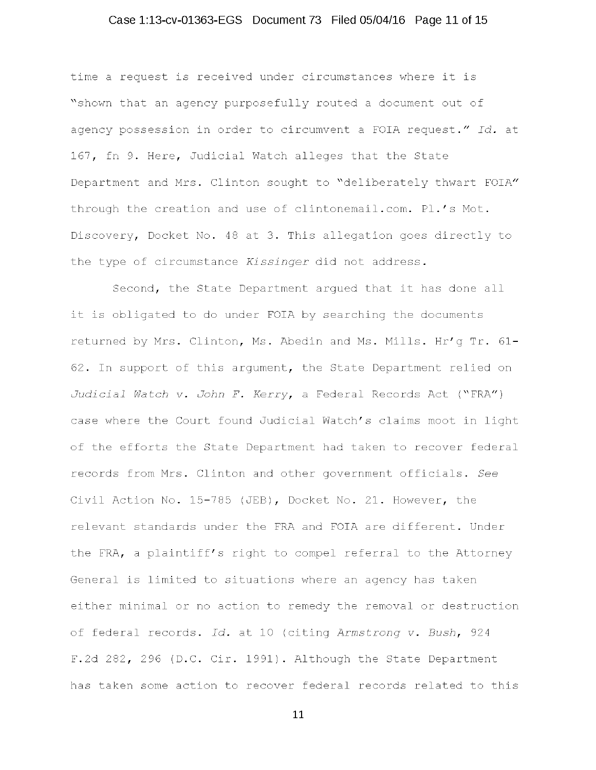time a request is received under circumstances where it is "shown that an agency purposefully routed a document out of agency possession in order to circumvent a FOIA request." *Id.* at 167, fn 9. Here, Judicial Watch alleges that the State Department and Mrs. Clinton sought to "deliberately thwart FOIA" through the creation and use of clintonemail.com. Pl.'s Mot. Discovery, Docket No. 48 at 3. This allegation goes directly to the type of circumstance *Kissinger* did not address.

Second, the State Department argued that it has done all it is obligated to do under FOIA by searching the documents returned by Mrs. Clinton, Ms. Abedin and Ms. Mills. Hr'g Tr. 61-62. In support of this argument, the State Department relied on *Judicial Watch v. John F. Kerry*, a Federal Records Act ("FRA") case where the Court found Judicial Watch's claims moot in light of the efforts the State Department had taken to recover federal records from Mrs. Clinton and other government officials. *See* Civil Action No. 15-785 (JEB), Docket No. 21. However, the relevant standards under the FRA and FOIA are different. Under the FRA, a plaintiff's right to compel referral to the Attorney General is limited to situations where an agency has taken either minimal or no action to remedy the removal or destruction of federal records. *Id.* at 10 (citing *Armstrong v. Bush*, 924 F.2d 282, 296 (D.C. Cir. 1991). Although the State Department has taken some action to recover federal records related to this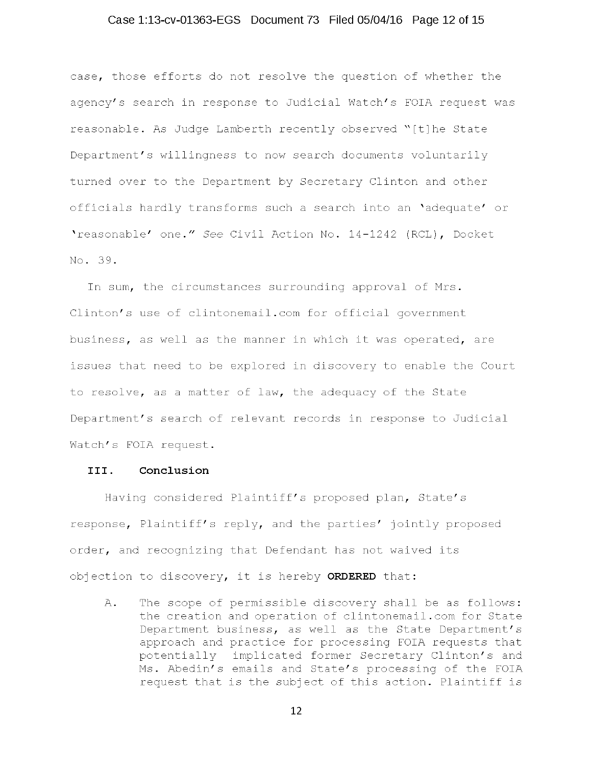case, those efforts do not resolve the question of whether the agency's search in response to Judicial Watch's FOIA request was reasonable. As Judge Lamberth recently observed "[t]he State Department's willingness to now search documents voluntarily turned over to the Department by Secretary Clinton and other officials hardly transforms such a search into an 'adequate' or 'reasonable' one." *See* Civil Action No. 14-1242 (RCL), Docket No. 39.

In sum, the circumstances surrounding approval of Mrs. Clinton's use of clintonemail.com for official government business, as well as the manner in which it was operated, are issues that need to be explored in discovery to enable the Court to resolve, as a matter of law, the adequacy of the State Department's search of relevant records in response to Judicial Watch's FOIA request.

## III. Conclusion

Having considered Plaintiff's proposed plan, State's response, Plaintiff's reply, and the parties' jointly proposed order, and recognizing that Defendant has not waived its objection to discovery, it is hereby **ORDERED** that:

A. The scope of permissible discovery shall be as follows: the creation and operation of clintonemail.com for State Department business, as well as the State Department's approach and practice for processing FOIA requests that potentially implicated former Secretary Clinton's and Ms. Abedin's emails and State's processing of the FOIA request that is the subject of this action. Plaintiff is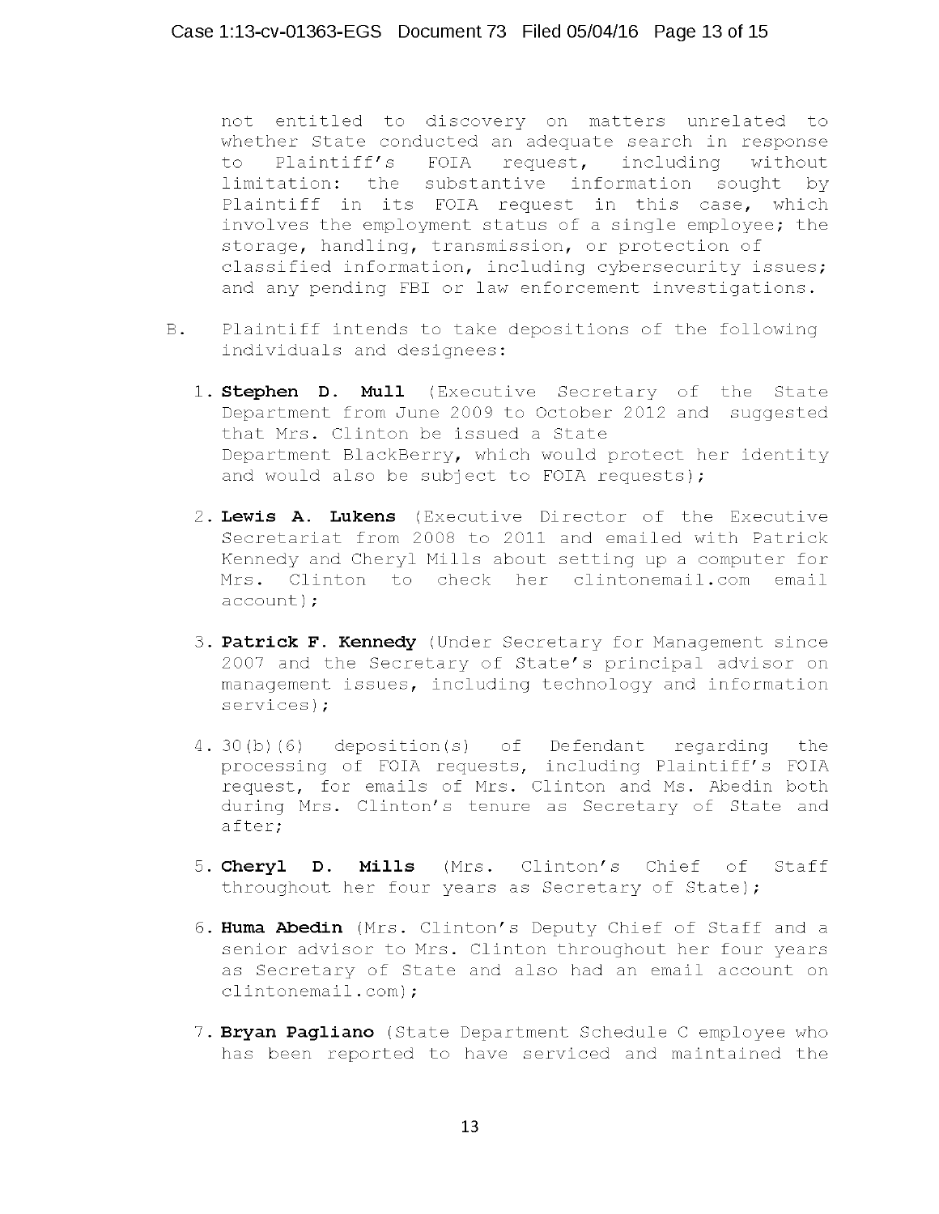not entitled to discovery on matters unrelated to whether State conducted an adequate search in response to Plaintiff's FOIA request, including without limitation: the substantive information sought by Plaintiff in its FOIA request in this case, which involves the employment status of a single employee; the storage, handling, transmission, or protection of classified information, including cybersecurity issues; and any pending FBI or law enforcement investigations.

B. Plaintiff intends to take depositions of the following individuals and designees:

1. **Stephen D. Mull** (Executive Secretary of the State Department from June 2009 to October 2012 and suggested that Mrs. Clinton be issued a State Department BlackBerry, which would protect her identity and would also be subject to FOIA requests);

2. **Lewis A. Lukens** (Executive Director of the Executive Secretariat from 2008 to 2011 and emailed with Patrick Kennedy and Cheryl Mills about setting up a computer for Mrs. Clinton to check her clintonemail.com email account);

3. **Patrick F. Kennedy** (Under Secretary for Management since 2007 and the Secretary of State's principal advisor on management issues, including technology and information services);

4. 30(b)(6) deposition(s) of Defendant regarding the processing of FOIA requests, including Plaintiff's FOIA request, for emails of Mrs. Clinton and Ms. Abedin both during Mrs. Clinton's tenure as Secretary of State and after;

5. **Cheryl D. Mills** (Mrs. Clinton's Chief of Staff throughout her four years as Secretary of State);

6. **Huma Abedin** (Mrs. Clinton's Deputy Chief of Staff and a senior advisor to Mrs. Clinton throughout her four years as Secretary of State and also had an email account on clintonemail.com);

7. **Bryan Pagliano** (State Department Schedule C employee who has been reported to have serviced and maintained the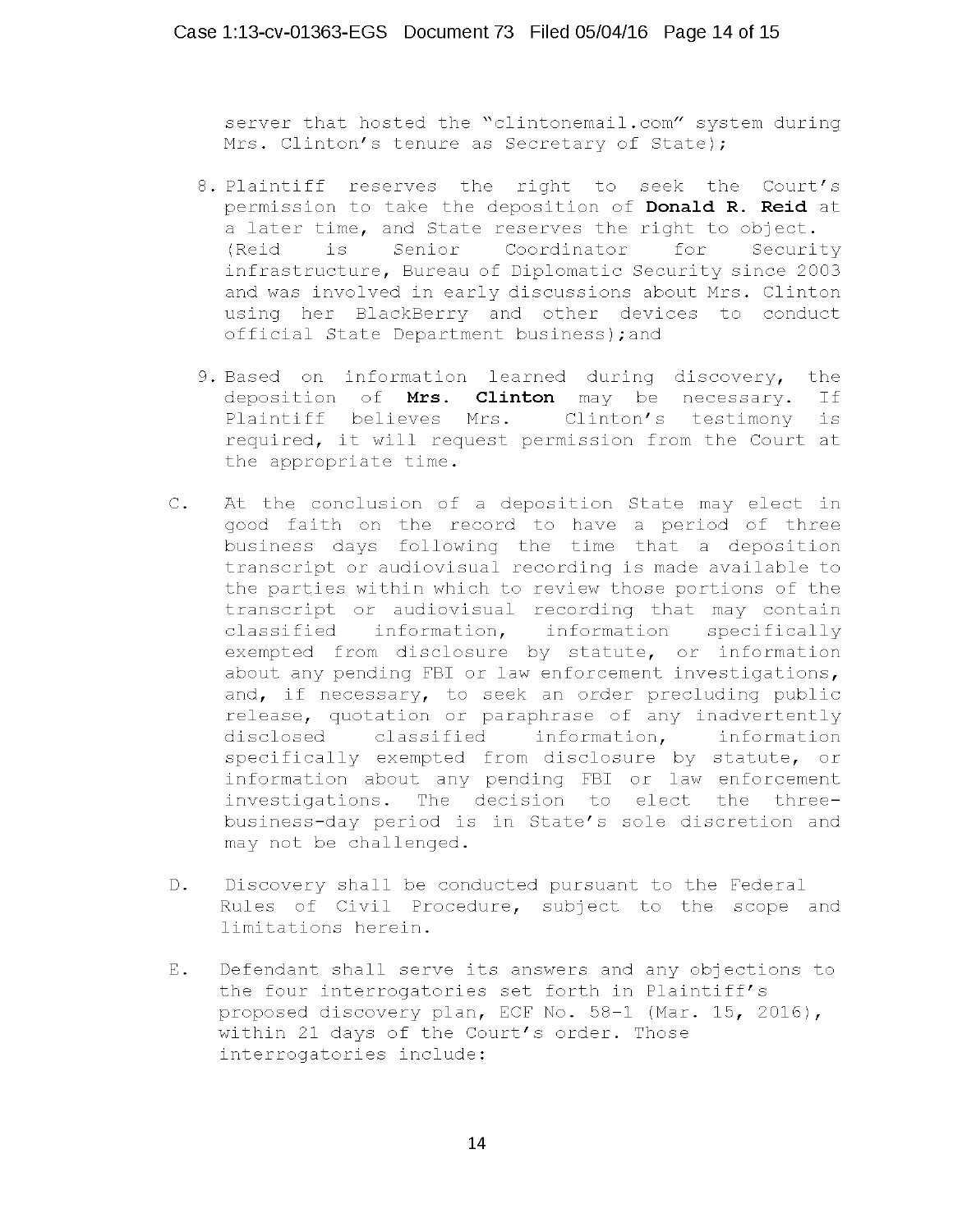server that hosted the "clintonemail.com" system during Mrs. Clinton's tenure as Secretary of State);

8. Plaintiff reserves the right to seek the Court's permission to take the deposition of **Donald R. Reid** at a later time, and State reserves the right to object. (Reid is Senior Coordinator for Security infrastructure, Bureau of Diplomatic Security since 2003 and was involved in early discussions about Mrs. Clinton using her BlackBerry and other devices to conduct official State Department business);and

9. Based on information learned during discovery, the deposition of **Mrs. Clinton** may be necessary. If Plaintiff believes Mrs. Clinton's testimony is required, it will request permission from the Court at the appropriate time.

C. At the conclusion of a deposition State may elect in good faith on the record to have a period of three business days following the time that a deposition transcript or audiovisual recording is made available to the parties within which to review those portions of the transcript or audiovisual recording that may contain classified information, information specifically exempted from disclosure by statute, or information about any pending FBI or law enforcement investigations, and, if necessary, to seek an order precluding public release, quotation or paraphrase of any inadvertently disclosed classified information, information specifically exempted from disclosure by statute, or information about any pending FBI or law enforcement investigations. The decision to elect the three-business-day period is in State's sole discretion and may not be challenged.

D. Discovery shall be conducted pursuant to the Federal Rules of Civil Procedure, subject to the scope and limitations herein.

E. Defendant shall serve its answers and any objections to the four interrogatories set forth in Plaintiff's proposed discovery plan, ECF No. 58-1 (Mar. 15, 2016), within 21 days of the Court's order. Those interrogatories include: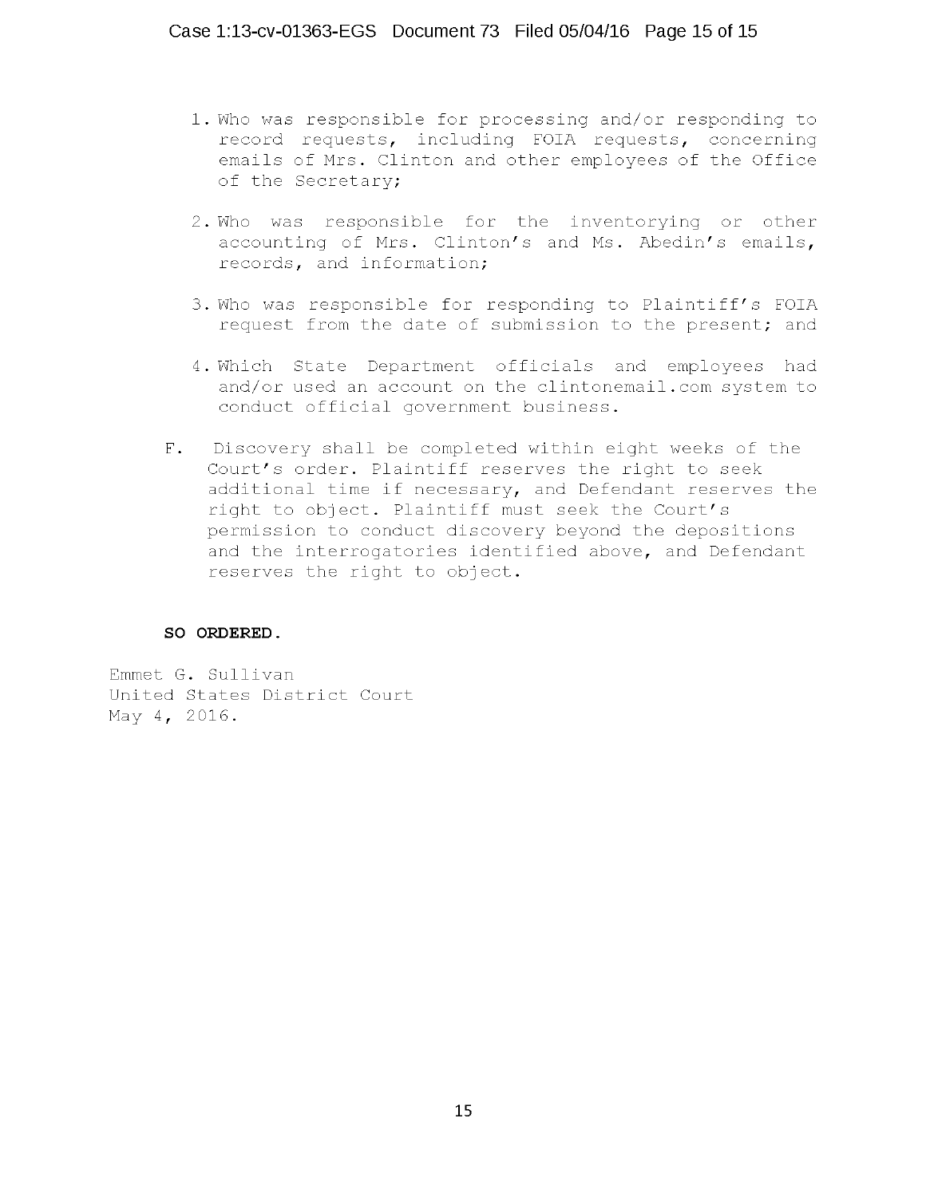1. Who was responsible for processing and/or responding to record requests, including FOIA requests, concerning emails of Mrs. Clinton and other employees of the Office of the Secretary;

2. Who was responsible for the inventorying or other accounting of Mrs. Clinton's and Ms. Abedin's emails, records, and information;

3. Who was responsible for responding to Plaintiff's FOIA request from the date of submission to the present; and

4. Which State Department officials and employees had and/or used an account on the clintonemail.com system to conduct official government business.

F. Discovery shall be completed within eight weeks of the Court's order. Plaintiff reserves the right to seek additional time if necessary, and Defendant reserves the right to object. Plaintiff must seek the Court's permission to conduct discovery beyond the depositions and the interrogatories identified above, and Defendant reserves the right to object.

**SO ORDERED.**

Emmet G. Sullivan
United States District Court
May 4, 2016.